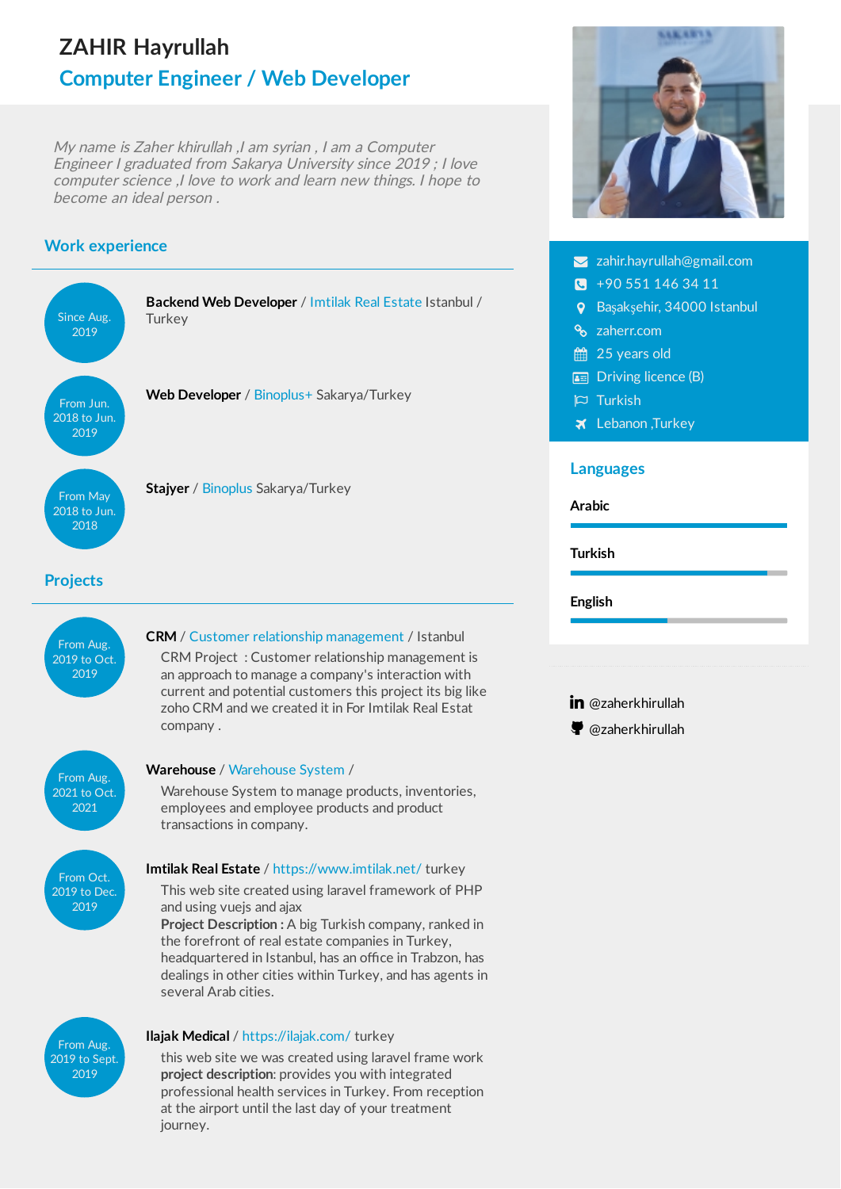# ZAHIR Hayrullah

## Computer Engineer / Web Developer

*My name is Zaher khirullah ,I am syrian , I am a Computer Engineer I graduated from Sakarya University since 2019 ; I love computer science ,I love to work and learn new things. I hope to become an ideal person .*

- zahir.hayrullah@gmail.com
- +90 551 146 34 11
- Başakşehir, 34000 Istanbul
- zaherr.com
- 25 years old
- Driving licence (B)
- Turkish
- Lebanon ,Turkey

## Languages

- **Arabic**
- **Turkish**
- **English**

- @zaherkhirullah (LinkedIn)
- @zaherkhirullah (GitHub)

## Work experience

**Since Aug. 2019**
**Backend Web Developer** / Imtilak Real Estate Istanbul / Turkey

**From Jun. 2018 to Jun. 2019**
**Web Developer** / Binoplus+ Sakarya/Turkey

**From May 2018 to Jun. 2018**
**Stajyer** / Binoplus Sakarya/Turkey

## Projects

**From Aug. 2019 to Oct. 2019**
**CRM** / Customer relationship management / Istanbul

CRM Project : Customer relationship management is an approach to manage a company's interaction with current and potential customers this project its big like zoho CRM and we created it in For Imtilak Real Estat company .

**From Aug. 2021 to Oct. 2021**
**Warehouse** / Warehouse System /

Warehouse System to manage products, inventories, employees and employee products and product transactions in company.

**From Oct. 2019 to Dec. 2019**
**Imtilak Real Estate** / https://www.imtilak.net/ turkey

This web site created using laravel framework of PHP and using vuejs and ajax
**Project Description :** A big Turkish company, ranked in the forefront of real estate companies in Turkey, headquartered in Istanbul, has an office in Trabzon, has dealings in other cities within Turkey, and has agents in several Arab cities.

**From Aug. 2019 to Sept. 2019**
**Ilajak Medical** / https://ilajak.com/ turkey

this web site we was created using laravel frame work
**project description**: provides you with integrated professional health services in Turkey. From reception at the airport until the last day of your treatment journey.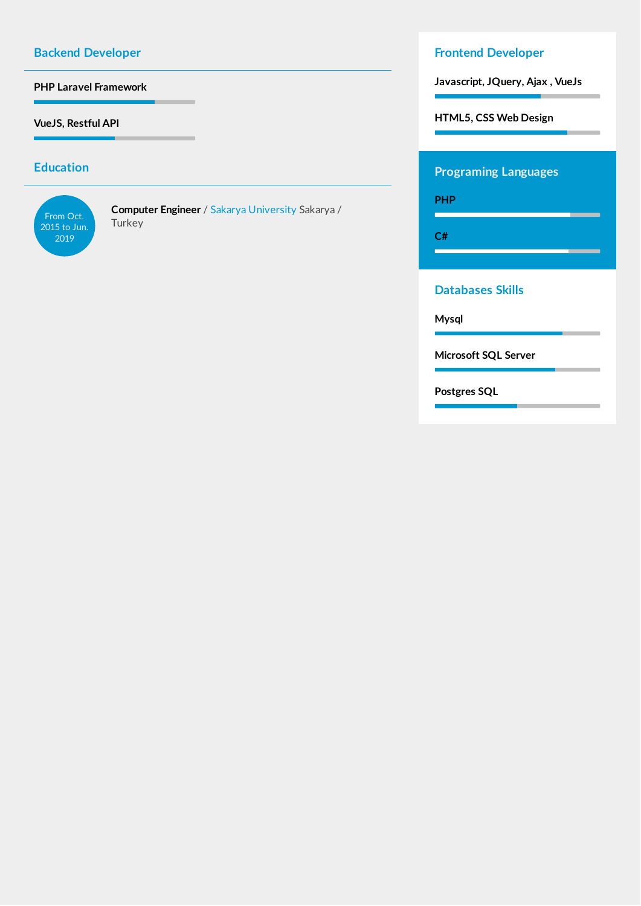## Backend Developer

**PHP Laravel Framework**

**VueJS, Restful API**

## Education

From Oct. 2015 to Jun. 2019

**Computer Engineer** / Sakarya University Sakarya / Turkey

## Frontend Developer

**Javascript, JQuery, Ajax , VueJs**

**HTML5, CSS Web Design**

## Programing Languages

**PHP**

**C#**

## Databases Skills

**Mysql**

**Microsoft SQL Server**

**Postgres SQL**